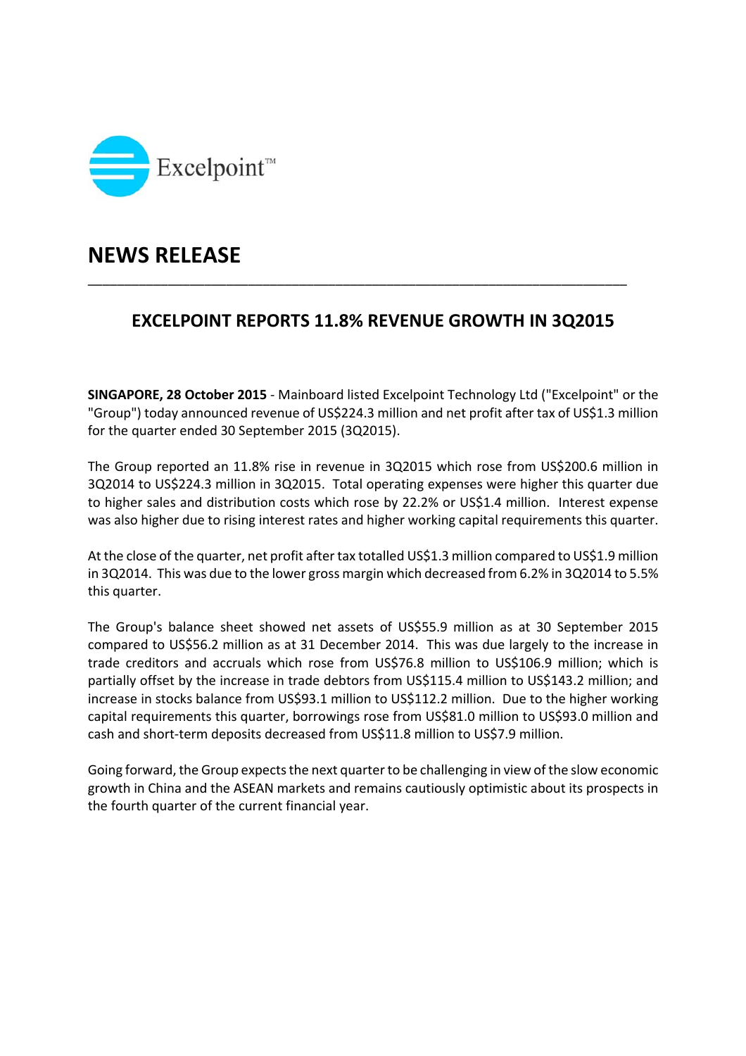Excelpoint™

# NEWS RELEASE

## EXCELPOINT REPORTS 11.8% REVENUE GROWTH IN 3Q2015

**SINGAPORE, 28 October 2015** - Mainboard listed Excelpoint Technology Ltd ("Excelpoint" or the "Group") today announced revenue of US$224.3 million and net profit after tax of US$1.3 million for the quarter ended 30 September 2015 (3Q2015).

The Group reported an 11.8% rise in revenue in 3Q2015 which rose from US$200.6 million in 3Q2014 to US$224.3 million in 3Q2015. Total operating expenses were higher this quarter due to higher sales and distribution costs which rose by 22.2% or US$1.4 million. Interest expense was also higher due to rising interest rates and higher working capital requirements this quarter.

At the close of the quarter, net profit after tax totalled US$1.3 million compared to US$1.9 million in 3Q2014. This was due to the lower gross margin which decreased from 6.2% in 3Q2014 to 5.5% this quarter.

The Group's balance sheet showed net assets of US$55.9 million as at 30 September 2015 compared to US$56.2 million as at 31 December 2014. This was due largely to the increase in trade creditors and accruals which rose from US$76.8 million to US$106.9 million; which is partially offset by the increase in trade debtors from US$115.4 million to US$143.2 million; and increase in stocks balance from US$93.1 million to US$112.2 million. Due to the higher working capital requirements this quarter, borrowings rose from US$81.0 million to US$93.0 million and cash and short-term deposits decreased from US$11.8 million to US$7.9 million.

Going forward, the Group expects the next quarter to be challenging in view of the slow economic growth in China and the ASEAN markets and remains cautiously optimistic about its prospects in the fourth quarter of the current financial year.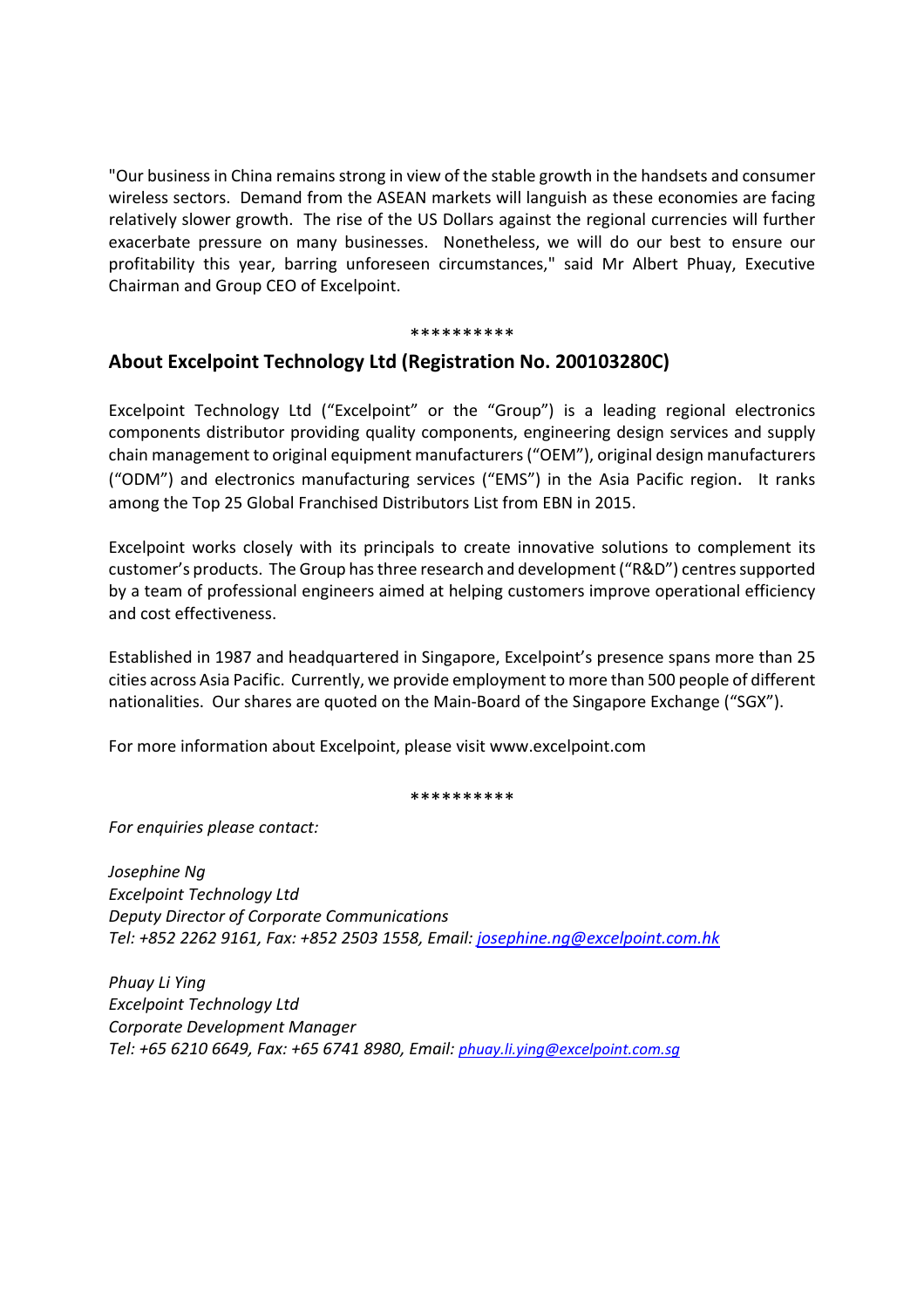"Our business in China remains strong in view of the stable growth in the handsets and consumer wireless sectors. Demand from the ASEAN markets will languish as these economies are facing relatively slower growth. The rise of the US Dollars against the regional currencies will further exacerbate pressure on many businesses. Nonetheless, we will do our best to ensure our profitability this year, barring unforeseen circumstances," said Mr Albert Phuay, Executive Chairman and Group CEO of Excelpoint.

**********

## About Excelpoint Technology Ltd (Registration No. 200103280C)

Excelpoint Technology Ltd ("Excelpoint" or the "Group") is a leading regional electronics components distributor providing quality components, engineering design services and supply chain management to original equipment manufacturers ("OEM"), original design manufacturers ("ODM") and electronics manufacturing services ("EMS") in the Asia Pacific region. It ranks among the Top 25 Global Franchised Distributors List from EBN in 2015.

Excelpoint works closely with its principals to create innovative solutions to complement its customer's products. The Group has three research and development ("R&D") centres supported by a team of professional engineers aimed at helping customers improve operational efficiency and cost effectiveness.

Established in 1987 and headquartered in Singapore, Excelpoint's presence spans more than 25 cities across Asia Pacific. Currently, we provide employment to more than 500 people of different nationalities. Our shares are quoted on the Main-Board of the Singapore Exchange ("SGX").

For more information about Excelpoint, please visit www.excelpoint.com

**********

*For enquiries please contact:*

*Josephine Ng*
*Excelpoint Technology Ltd*
*Deputy Director of Corporate Communications*
*Tel: +852 2262 9161, Fax: +852 2503 1558, Email: josephine.ng@excelpoint.com.hk*

*Phuay Li Ying*
*Excelpoint Technology Ltd*
*Corporate Development Manager*
*Tel: +65 6210 6649, Fax: +65 6741 8980, Email: phuay.li.ying@excelpoint.com.sg*